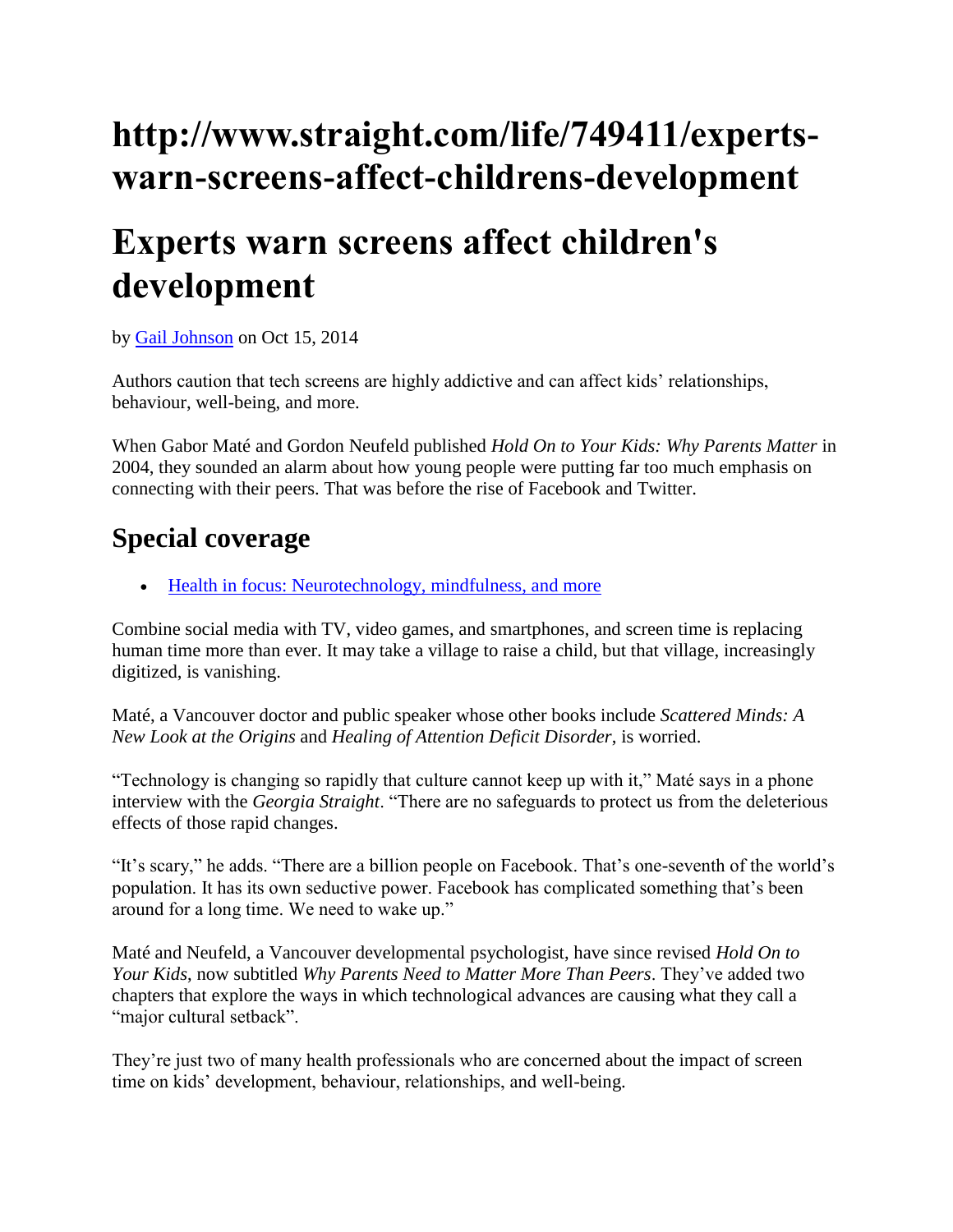# http://www.straight.com/life/749411/experts-warn-screens-affect-childrens-development

# Experts warn screens affect children's development

by [Gail Johnson] on Oct 15, 2014

Authors caution that tech screens are highly addictive and can affect kids' relationships, behaviour, well-being, and more.

When Gabor Maté and Gordon Neufeld published *Hold On to Your Kids: Why Parents Matter* in 2004, they sounded an alarm about how young people were putting far too much emphasis on connecting with their peers. That was before the rise of Facebook and Twitter.

## Special coverage

- [Health in focus: Neurotechnology, mindfulness, and more]

Combine social media with TV, video games, and smartphones, and screen time is replacing human time more than ever. It may take a village to raise a child, but that village, increasingly digitized, is vanishing.

Maté, a Vancouver doctor and public speaker whose other books include *Scattered Minds: A New Look at the Origins* and *Healing of Attention Deficit Disorder*, is worried.

"Technology is changing so rapidly that culture cannot keep up with it," Maté says in a phone interview with the *Georgia Straight*. "There are no safeguards to protect us from the deleterious effects of those rapid changes.

"It's scary," he adds. "There are a billion people on Facebook. That's one-seventh of the world's population. It has its own seductive power. Facebook has complicated something that's been around for a long time. We need to wake up."

Maté and Neufeld, a Vancouver developmental psychologist, have since revised *Hold On to Your Kids*, now subtitled *Why Parents Need to Matter More Than Peers*. They've added two chapters that explore the ways in which technological advances are causing what they call a "major cultural setback".

They're just two of many health professionals who are concerned about the impact of screen time on kids' development, behaviour, relationships, and well-being.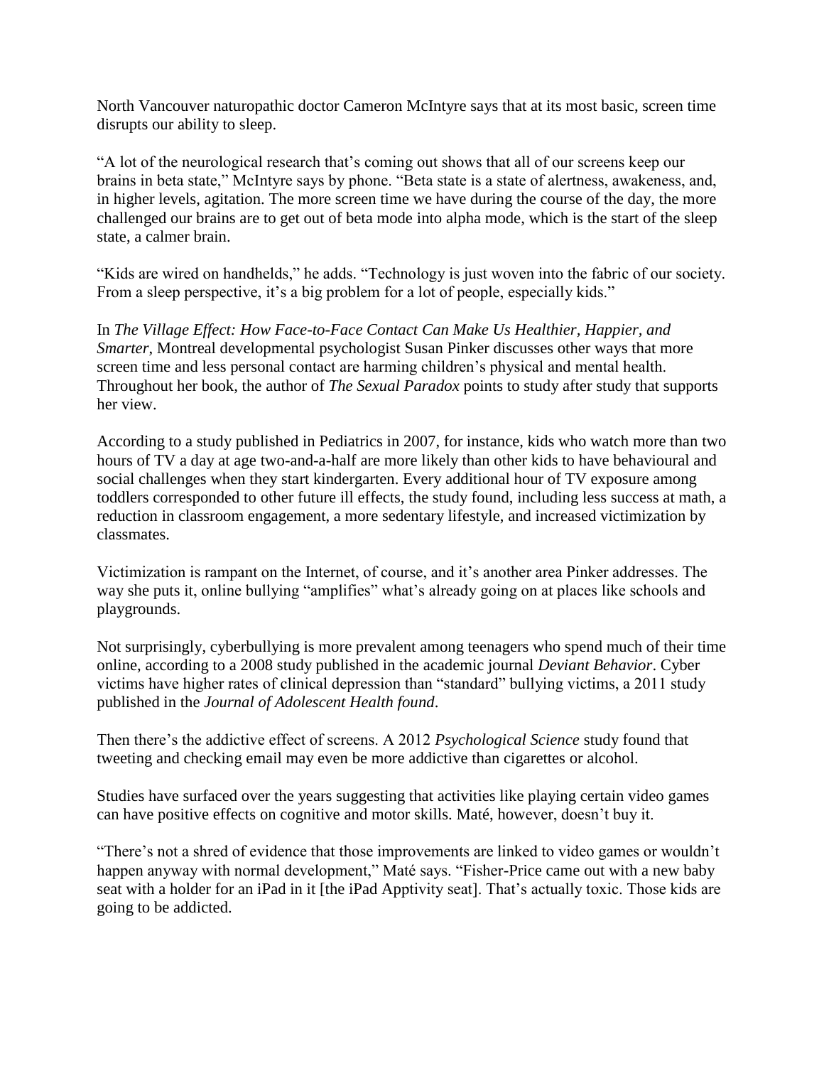North Vancouver naturopathic doctor Cameron McIntyre says that at its most basic, screen time disrupts our ability to sleep.

"A lot of the neurological research that's coming out shows that all of our screens keep our brains in beta state," McIntyre says by phone. "Beta state is a state of alertness, awakeness, and, in higher levels, agitation. The more screen time we have during the course of the day, the more challenged our brains are to get out of beta mode into alpha mode, which is the start of the sleep state, a calmer brain.

"Kids are wired on handhelds," he adds. "Technology is just woven into the fabric of our society. From a sleep perspective, it's a big problem for a lot of people, especially kids."

In *The Village Effect: How Face-to-Face Contact Can Make Us Healthier, Happier, and Smarter*, Montreal developmental psychologist Susan Pinker discusses other ways that more screen time and less personal contact are harming children's physical and mental health. Throughout her book, the author of *The Sexual Paradox* points to study after study that supports her view.

According to a study published in Pediatrics in 2007, for instance, kids who watch more than two hours of TV a day at age two-and-a-half are more likely than other kids to have behavioural and social challenges when they start kindergarten. Every additional hour of TV exposure among toddlers corresponded to other future ill effects, the study found, including less success at math, a reduction in classroom engagement, a more sedentary lifestyle, and increased victimization by classmates.

Victimization is rampant on the Internet, of course, and it's another area Pinker addresses. The way she puts it, online bullying "amplifies" what's already going on at places like schools and playgrounds.

Not surprisingly, cyberbullying is more prevalent among teenagers who spend much of their time online, according to a 2008 study published in the academic journal *Deviant Behavior*. Cyber victims have higher rates of clinical depression than "standard" bullying victims, a 2011 study published in the *Journal of Adolescent Health found*.

Then there's the addictive effect of screens. A 2012 *Psychological Science* study found that tweeting and checking email may even be more addictive than cigarettes or alcohol.

Studies have surfaced over the years suggesting that activities like playing certain video games can have positive effects on cognitive and motor skills. Maté, however, doesn't buy it.

"There's not a shred of evidence that those improvements are linked to video games or wouldn't happen anyway with normal development," Maté says. "Fisher-Price came out with a new baby seat with a holder for an iPad in it [the iPad Apptivity seat]. That's actually toxic. Those kids are going to be addicted.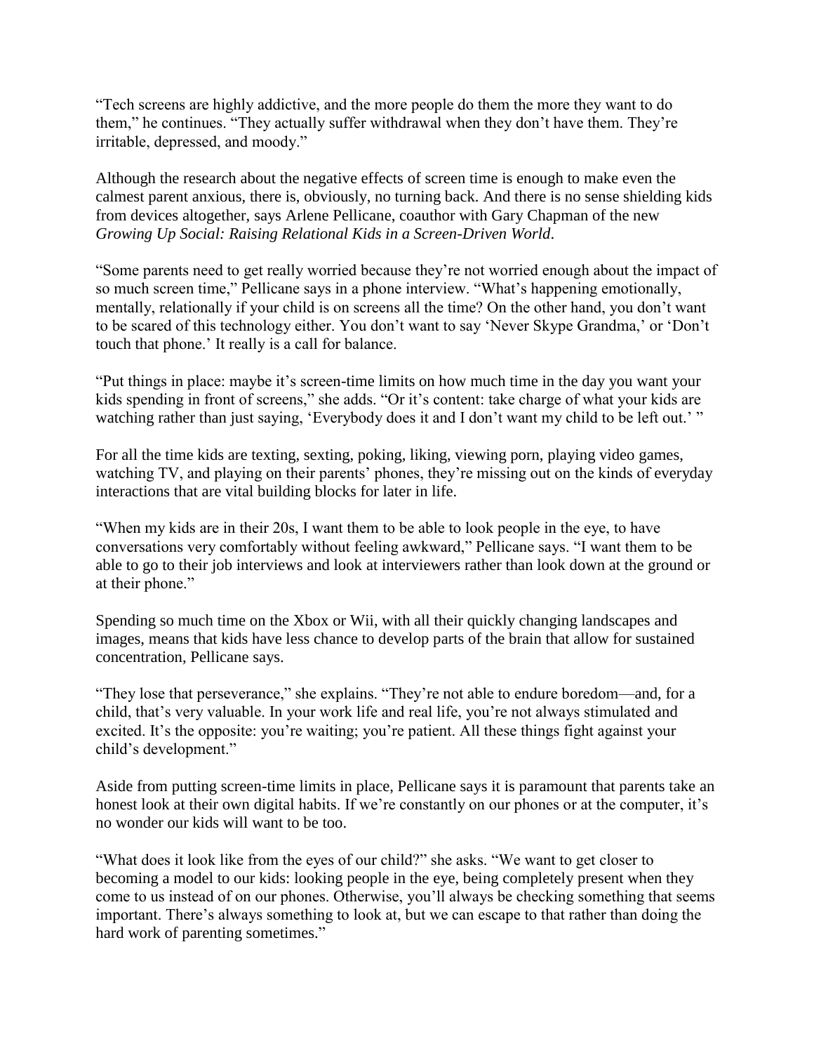"Tech screens are highly addictive, and the more people do them the more they want to do them," he continues. "They actually suffer withdrawal when they don't have them. They're irritable, depressed, and moody."

Although the research about the negative effects of screen time is enough to make even the calmest parent anxious, there is, obviously, no turning back. And there is no sense shielding kids from devices altogether, says Arlene Pellicane, coauthor with Gary Chapman of the new *Growing Up Social: Raising Relational Kids in a Screen-Driven World*.

"Some parents need to get really worried because they're not worried enough about the impact of so much screen time," Pellicane says in a phone interview. "What's happening emotionally, mentally, relationally if your child is on screens all the time? On the other hand, you don't want to be scared of this technology either. You don't want to say 'Never Skype Grandma,' or 'Don't touch that phone.' It really is a call for balance.

"Put things in place: maybe it's screen-time limits on how much time in the day you want your kids spending in front of screens," she adds. "Or it's content: take charge of what your kids are watching rather than just saying, 'Everybody does it and I don't want my child to be left out.' "

For all the time kids are texting, sexting, poking, liking, viewing porn, playing video games, watching TV, and playing on their parents' phones, they're missing out on the kinds of everyday interactions that are vital building blocks for later in life.

"When my kids are in their 20s, I want them to be able to look people in the eye, to have conversations very comfortably without feeling awkward," Pellicane says. "I want them to be able to go to their job interviews and look at interviewers rather than look down at the ground or at their phone."

Spending so much time on the Xbox or Wii, with all their quickly changing landscapes and images, means that kids have less chance to develop parts of the brain that allow for sustained concentration, Pellicane says.

"They lose that perseverance," she explains. "They're not able to endure boredom—and, for a child, that's very valuable. In your work life and real life, you're not always stimulated and excited. It's the opposite: you're waiting; you're patient. All these things fight against your child's development."

Aside from putting screen-time limits in place, Pellicane says it is paramount that parents take an honest look at their own digital habits. If we're constantly on our phones or at the computer, it's no wonder our kids will want to be too.

"What does it look like from the eyes of our child?" she asks. "We want to get closer to becoming a model to our kids: looking people in the eye, being completely present when they come to us instead of on our phones. Otherwise, you'll always be checking something that seems important. There's always something to look at, but we can escape to that rather than doing the hard work of parenting sometimes."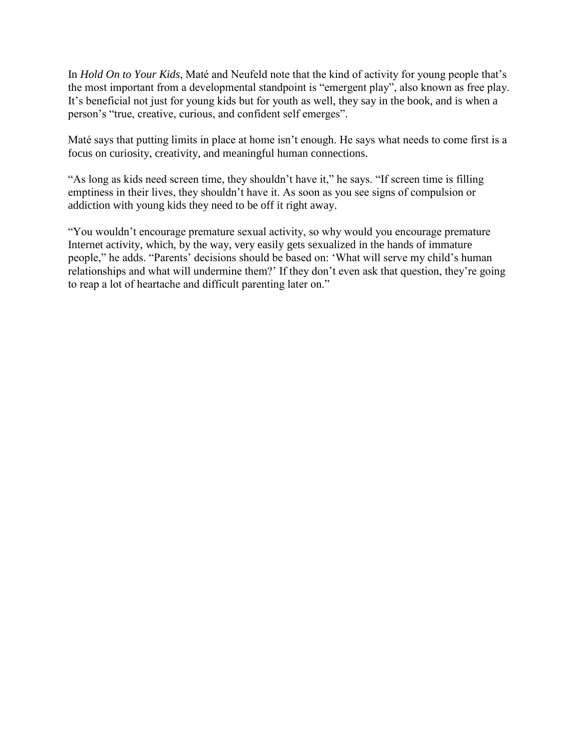In *Hold On to Your Kids*, Maté and Neufeld note that the kind of activity for young people that's the most important from a developmental standpoint is "emergent play", also known as free play. It's beneficial not just for young kids but for youth as well, they say in the book, and is when a person's "true, creative, curious, and confident self emerges".

Maté says that putting limits in place at home isn't enough. He says what needs to come first is a focus on curiosity, creativity, and meaningful human connections.

"As long as kids need screen time, they shouldn't have it," he says. "If screen time is filling emptiness in their lives, they shouldn't have it. As soon as you see signs of compulsion or addiction with young kids they need to be off it right away.

"You wouldn't encourage premature sexual activity, so why would you encourage premature Internet activity, which, by the way, very easily gets sexualized in the hands of immature people," he adds. "Parents' decisions should be based on: 'What will serve my child's human relationships and what will undermine them?' If they don't even ask that question, they're going to reap a lot of heartache and difficult parenting later on."